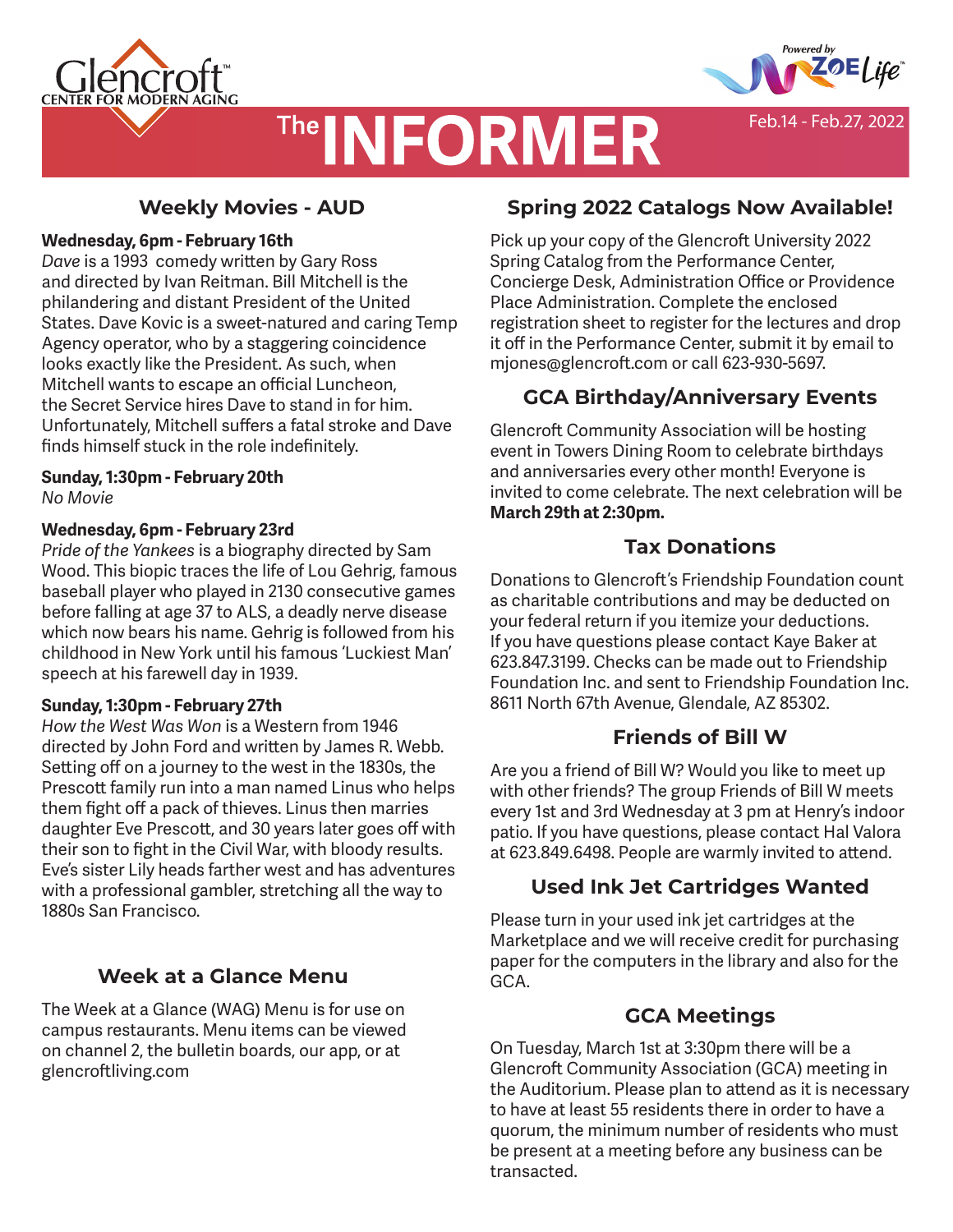Glencroft™ CENTER FOR MODERN AGING

Powered by ZOE Life™

# The INFORMER

Feb.14 - Feb.27, 2022

## Weekly Movies - AUD

**Wednesday, 6pm - February 16th**
*Dave* is a 1993 comedy written by Gary Ross and directed by Ivan Reitman. Bill Mitchell is the philandering and distant President of the United States. Dave Kovic is a sweet-natured and caring Temp Agency operator, who by a staggering coincidence looks exactly like the President. As such, when Mitchell wants to escape an official Luncheon, the Secret Service hires Dave to stand in for him. Unfortunately, Mitchell suffers a fatal stroke and Dave finds himself stuck in the role indefinitely.

**Sunday, 1:30pm - February 20th**
*No Movie*

**Wednesday, 6pm - February 23rd**
*Pride of the Yankees* is a biography directed by Sam Wood. This biopic traces the life of Lou Gehrig, famous baseball player who played in 2130 consecutive games before falling at age 37 to ALS, a deadly nerve disease which now bears his name. Gehrig is followed from his childhood in New York until his famous 'Luckiest Man' speech at his farewell day in 1939.

**Sunday, 1:30pm - February 27th**
*How the West Was Won* is a Western from 1946 directed by John Ford and written by James R. Webb. Setting off on a journey to the west in the 1830s, the Prescott family run into a man named Linus who helps them fight off a pack of thieves. Linus then marries daughter Eve Prescott, and 30 years later goes off with their son to fight in the Civil War, with bloody results. Eve's sister Lily heads farther west and has adventures with a professional gambler, stretching all the way to 1880s San Francisco.

## Week at a Glance Menu

The Week at a Glance (WAG) Menu is for use on campus restaurants. Menu items can be viewed on channel 2, the bulletin boards, our app, or at glencroftliving.com

## Spring 2022 Catalogs Now Available!

Pick up your copy of the Glencroft University 2022 Spring Catalog from the Performance Center, Concierge Desk, Administration Office or Providence Place Administration. Complete the enclosed registration sheet to register for the lectures and drop it off in the Performance Center, submit it by email to mjones@glencroft.com or call 623-930-5697.

## GCA Birthday/Anniversary Events

Glencroft Community Association will be hosting event in Towers Dining Room to celebrate birthdays and anniversaries every other month! Everyone is invited to come celebrate. The next celebration will be **March 29th at 2:30pm.**

## Tax Donations

Donations to Glencroft's Friendship Foundation count as charitable contributions and may be deducted on your federal return if you itemize your deductions. If you have questions please contact Kaye Baker at 623.847.3199. Checks can be made out to Friendship Foundation Inc. and sent to Friendship Foundation Inc. 8611 North 67th Avenue, Glendale, AZ 85302.

## Friends of Bill W

Are you a friend of Bill W? Would you like to meet up with other friends? The group Friends of Bill W meets every 1st and 3rd Wednesday at 3 pm at Henry's indoor patio. If you have questions, please contact Hal Valora at 623.849.6498. People are warmly invited to attend.

## Used Ink Jet Cartridges Wanted

Please turn in your used ink jet cartridges at the Marketplace and we will receive credit for purchasing paper for the computers in the library and also for the GCA.

## GCA Meetings

On Tuesday, March 1st at 3:30pm there will be a Glencroft Community Association (GCA) meeting in the Auditorium. Please plan to attend as it is necessary to have at least 55 residents there in order to have a quorum, the minimum number of residents who must be present at a meeting before any business can be transacted.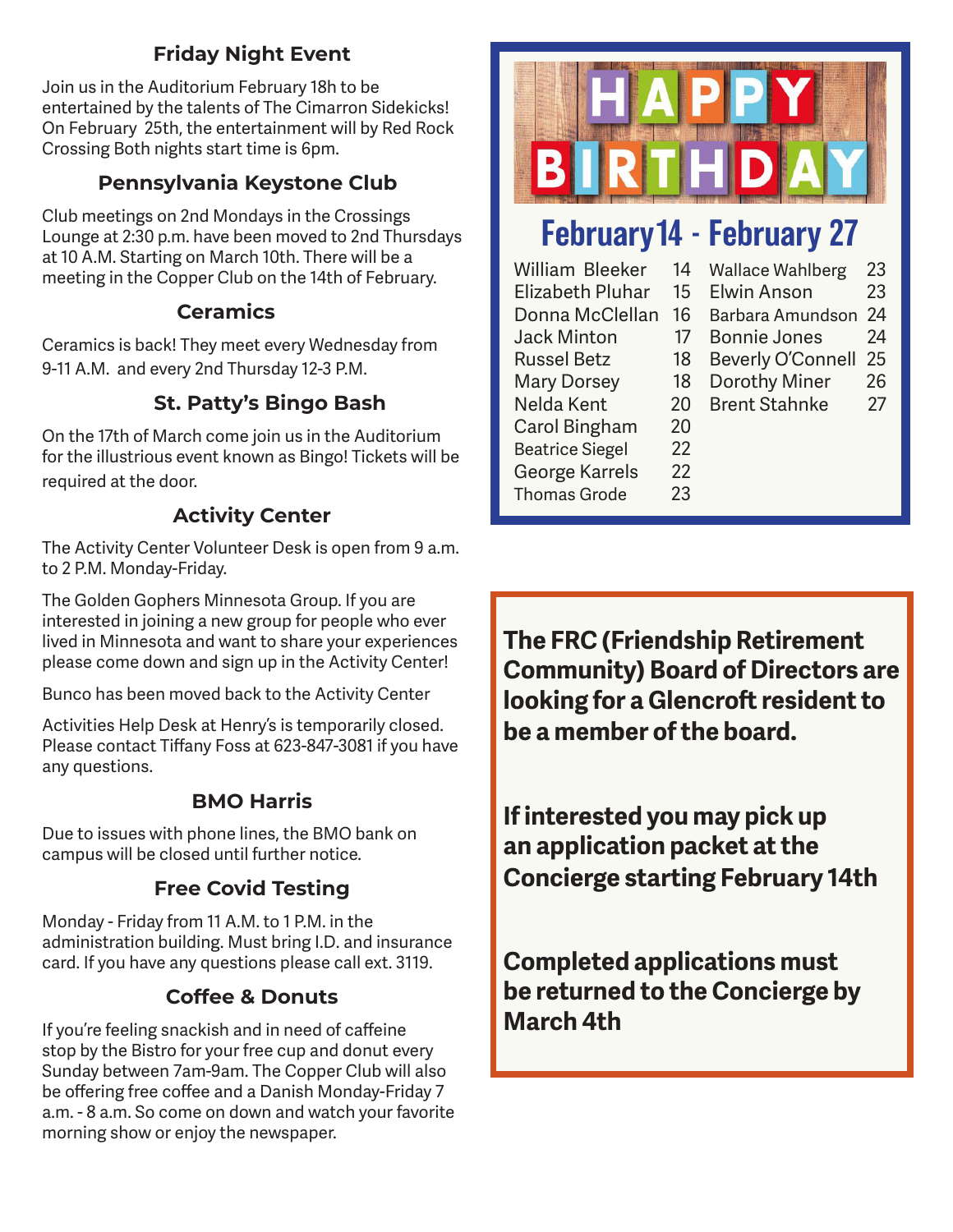## Friday Night Event

Join us in the Auditorium February 18h to be entertained by the talents of The Cimarron Sidekicks! On February 25th, the entertainment will by Red Rock Crossing Both nights start time is 6pm.

## Pennsylvania Keystone Club

Club meetings on 2nd Mondays in the Crossings Lounge at 2:30 p.m. have been moved to 2nd Thursdays at 10 A.M. Starting on March 10th. There will be a meeting in the Copper Club on the 14th of February.

## Ceramics

Ceramics is back! They meet every Wednesday from 9-11 A.M. and every 2nd Thursday 12-3 P.M.

## St. Patty's Bingo Bash

On the 17th of March come join us in the Auditorium for the illustrious event known as Bingo! Tickets will be required at the door.

## Activity Center

The Activity Center Volunteer Desk is open from 9 a.m. to 2 P.M. Monday-Friday.

The Golden Gophers Minnesota Group. If you are interested in joining a new group for people who ever lived in Minnesota and want to share your experiences please come down and sign up in the Activity Center!

Bunco has been moved back to the Activity Center

Activities Help Desk at Henry's is temporarily closed. Please contact Tiffany Foss at 623-847-3081 if you have any questions.

## BMO Harris

Due to issues with phone lines, the BMO bank on campus will be closed until further notice.

## Free Covid Testing

Monday - Friday from 11 A.M. to 1 P.M. in the administration building. Must bring I.D. and insurance card. If you have any questions please call ext. 3119.

## Coffee & Donuts

If you're feeling snackish and in need of caffeine stop by the Bistro for your free cup and donut every Sunday between 7am-9am. The Copper Club will also be offering free coffee and a Danish Monday-Friday 7 a.m. - 8 a.m. So come on down and watch your favorite morning show or enjoy the newspaper.

## HAPPY BIRTHDAY

## February 14 - February 27

| Name | Day |
|---|---|
| William Bleeker | 14 |
| Elizabeth Pluhar | 15 |
| Donna McClellan | 16 |
| Jack Minton | 17 |
| Russel Betz | 18 |
| Mary Dorsey | 18 |
| Nelda Kent | 20 |
| Carol Bingham | 20 |
| Beatrice Siegel | 22 |
| George Karrels | 22 |
| Thomas Grode | 23 |
| Wallace Wahlberg | 23 |
| Elwin Anson | 23 |
| Barbara Amundson | 24 |
| Bonnie Jones | 24 |
| Beverly O'Connell | 25 |
| Dorothy Miner | 26 |
| Brent Stahnke | 27 |

**The FRC (Friendship Retirement Community) Board of Directors are looking for a Glencroft resident to be a member of the board.**

**If interested you may pick up an application packet at the Concierge starting February 14th**

**Completed applications must be returned to the Concierge by March 4th**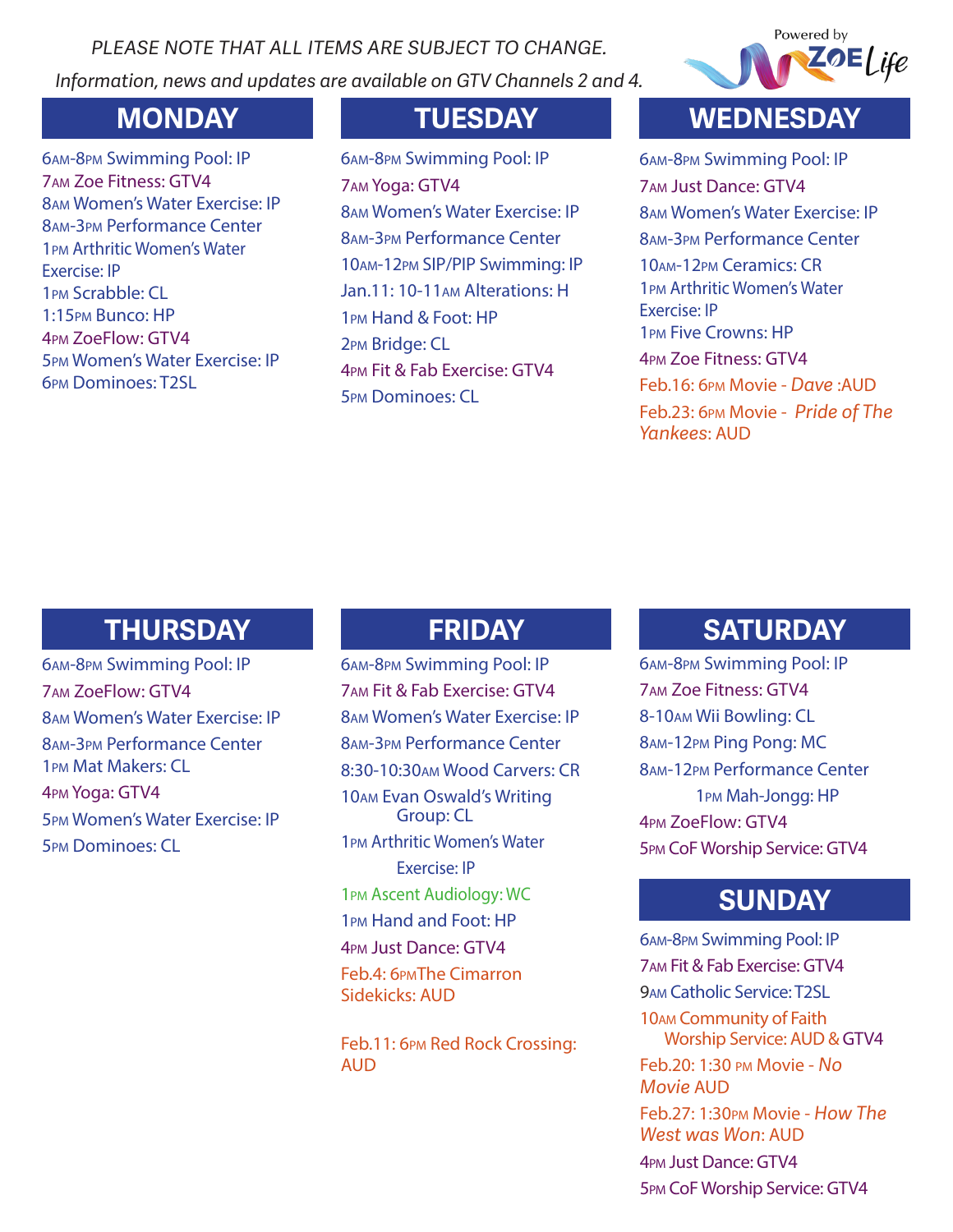*PLEASE NOTE THAT ALL ITEMS ARE SUBJECT TO CHANGE.*

*Information, news and updates are available on GTV Channels 2 and 4.*

Powered by ZOE Life

## MONDAY

6AM-8PM Swimming Pool: IP
7AM Zoe Fitness: GTV4
8AM Women's Water Exercise: IP
8AM-3PM Performance Center
1PM Arthritic Women's Water Exercise: IP
1PM Scrabble: CL
1:15PM Bunco: HP
4PM ZoeFlow: GTV4
5PM Women's Water Exercise: IP
6PM Dominoes: T2SL

## TUESDAY

6AM-8PM Swimming Pool: IP
7AM Yoga: GTV4
8AM Women's Water Exercise: IP
8AM-3PM Performance Center
10AM-12PM SIP/PIP Swimming: IP
Jan.11: 10-11AM Alterations: H
1PM Hand & Foot: HP
2PM Bridge: CL
4PM Fit & Fab Exercise: GTV4
5PM Dominoes: CL

## WEDNESDAY

6AM-8PM Swimming Pool: IP
7AM Just Dance: GTV4
8AM Women's Water Exercise: IP
8AM-3PM Performance Center
10AM-12PM Ceramics: CR
1PM Arthritic Women's Water Exercise: IP
1PM Five Crowns: HP
4PM Zoe Fitness: GTV4
Feb.16: 6PM Movie - *Dave* :AUD
Feb.23: 6PM Movie - *Pride of The Yankees*: AUD

## THURSDAY

6AM-8PM Swimming Pool: IP
7AM ZoeFlow: GTV4
8AM Women's Water Exercise: IP
8AM-3PM Performance Center
1PM Mat Makers: CL
4PM Yoga: GTV4
5PM Women's Water Exercise: IP
5PM Dominoes: CL

## FRIDAY

6AM-8PM Swimming Pool: IP
7AM Fit & Fab Exercise: GTV4
8AM Women's Water Exercise: IP
8AM-3PM Performance Center
8:30-10:30AM Wood Carvers: CR
10AM Evan Oswald's Writing Group: CL
1PM Arthritic Women's Water Exercise: IP
1PM Ascent Audiology: WC
1PM Hand and Foot: HP
4PM Just Dance: GTV4
Feb.4: 6PM The Cimarron Sidekicks: AUD

Feb.11: 6PM Red Rock Crossing: AUD

## SATURDAY

6AM-8PM Swimming Pool: IP
7AM Zoe Fitness: GTV4
8-10AM Wii Bowling: CL
8AM-12PM Ping Pong: MC
8AM-12PM Performance Center
1PM Mah-Jongg: HP
4PM ZoeFlow: GTV4
5PM CoF Worship Service: GTV4

## SUNDAY

6AM-8PM Swimming Pool: IP
7AM Fit & Fab Exercise: GTV4
9AM Catholic Service: T2SL
10AM Community of Faith Worship Service: AUD & GTV4
Feb.20: 1:30 PM Movie - *No Movie* AUD
Feb.27: 1:30PM Movie - *How The West was Won*: AUD
4PM Just Dance: GTV4
5PM CoF Worship Service: GTV4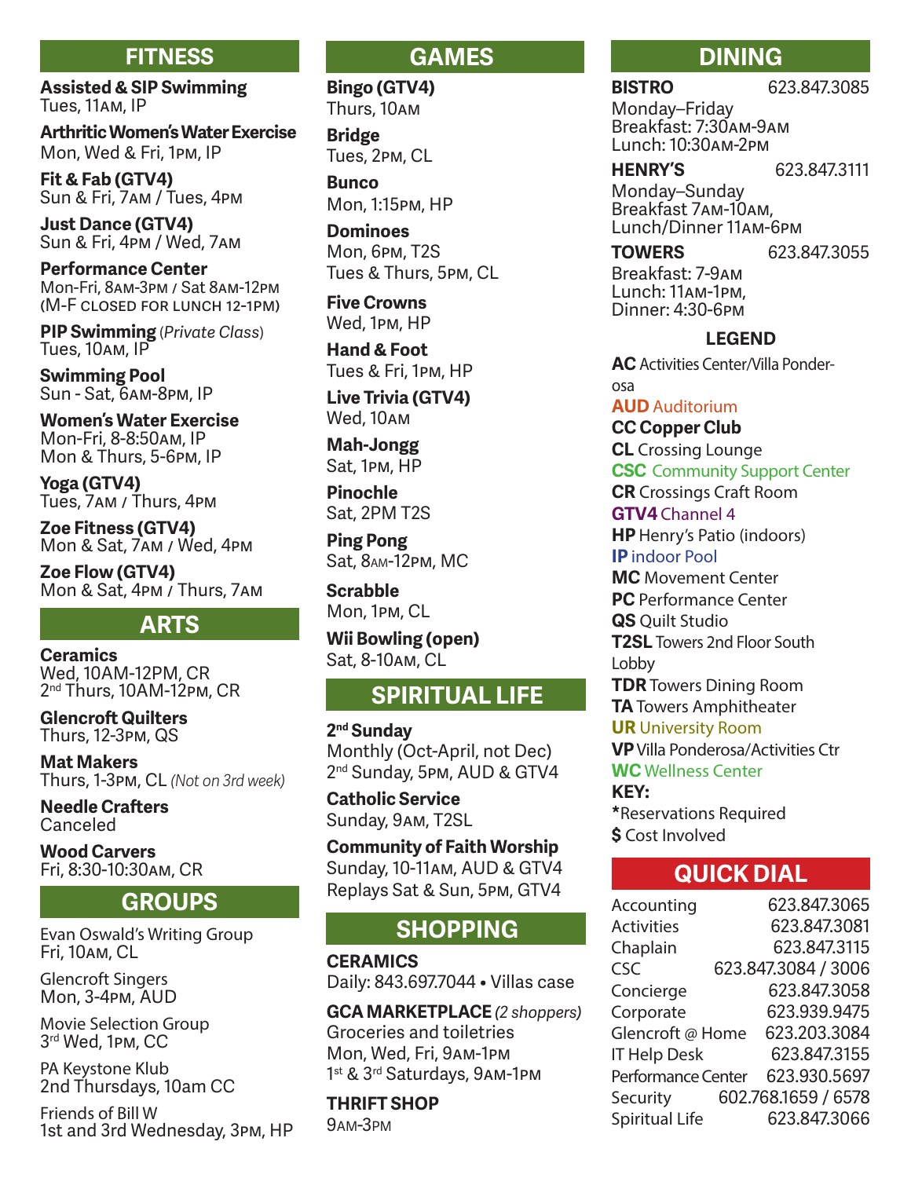## FITNESS

**Assisted & SIP Swimming**
Tues, 11AM, IP

**Arthritic Women's Water Exercise**
Mon, Wed & Fri, 1PM, IP

**Fit & Fab (GTV4)**
Sun & Fri, 7AM / Tues, 4PM

**Just Dance (GTV4)**
Sun & Fri, 4PM / Wed, 7AM

**Performance Center**
Mon-Fri, 8AM-3PM / Sat 8AM-12PM
(M-F CLOSED FOR LUNCH 12-1PM)

**PIP Swimming** *(Private Class)*
Tues, 10AM, IP

**Swimming Pool**
Sun - Sat, 6AM-8PM, IP

**Women's Water Exercise**
Mon-Fri, 8-8:50AM, IP
Mon & Thurs, 5-6PM, IP

**Yoga (GTV4)**
Tues, 7AM / Thurs, 4PM

**Zoe Fitness (GTV4)**
Mon & Sat, 7AM / Wed, 4PM

**Zoe Flow (GTV4)**
Mon & Sat, 4PM / Thurs, 7AM

## ARTS

**Ceramics**
Wed, 10AM-12PM, CR
2nd Thurs, 10AM-12PM, CR

**Glencroft Quilters**
Thurs, 12-3PM, QS

**Mat Makers**
Thurs, 1-3PM, CL *(Not on 3rd week)*

**Needle Crafters**
Canceled

**Wood Carvers**
Fri, 8:30-10:30AM, CR

## GROUPS

Evan Oswald's Writing Group
Fri, 10AM, CL

Glencroft Singers
Mon, 3-4PM, AUD

Movie Selection Group
3rd Wed, 1PM, CC

PA Keystone Klub
2nd Thursdays, 10am CC

Friends of Bill W
1st and 3rd Wednesday, 3PM, HP

## GAMES

**Bingo (GTV4)**
Thurs, 10AM

**Bridge**
Tues, 2PM, CL

**Bunco**
Mon, 1:15PM, HP

**Dominoes**
Mon, 6PM, T2S
Tues & Thurs, 5PM, CL

**Five Crowns**
Wed, 1PM, HP

**Hand & Foot**
Tues & Fri, 1PM, HP

**Live Trivia (GTV4)**
Wed, 10AM

**Mah-Jongg**
Sat, 1PM, HP

**Pinochle**
Sat, 2PM T2S

**Ping Pong**
Sat, 8AM-12PM, MC

**Scrabble**
Mon, 1PM, CL

**Wii Bowling (open)**
Sat, 8-10AM, CL

## SPIRITUAL LIFE

**2nd Sunday**
Monthly (Oct-April, not Dec)
2nd Sunday, 5PM, AUD & GTV4

**Catholic Service**
Sunday, 9AM, T2SL

**Community of Faith Worship**
Sunday, 10-11AM, AUD & GTV4
Replays Sat & Sun, 5PM, GTV4

## SHOPPING

**CERAMICS**
Daily: 843.697.7044 • Villas case

**GCA MARKETPLACE** *(2 shoppers)*
Groceries and toiletries
Mon, Wed, Fri, 9AM-1PM
1st & 3rd Saturdays, 9AM-1PM

**THRIFT SHOP**
9AM-3PM

## DINING

**BISTRO** 623.847.3085
Monday–Friday
Breakfast: 7:30AM-9AM
Lunch: 10:30AM-2PM

**HENRY'S** 623.847.3111
Monday–Sunday
Breakfast 7AM-10AM,
Lunch/Dinner 11AM-6PM

**TOWERS** 623.847.3055
Breakfast: 7-9AM
Lunch: 11AM-1PM,
Dinner: 4:30-6PM

### LEGEND

**AC** Activities Center/Villa Ponderosa
**AUD** Auditorium
**CC Copper Club**
**CL** Crossing Lounge
**CSC** Community Support Center
**CR** Crossings Craft Room
**GTV4** Channel 4
**HP** Henry's Patio (indoors)
**IP** indoor Pool
**MC** Movement Center
**PC** Performance Center
**QS** Quilt Studio
**T2SL** Towers 2nd Floor South Lobby
**TDR** Towers Dining Room
**TA** Towers Amphitheater
**UR** University Room
**VP** Villa Ponderosa/Activities Ctr
**WC** Wellness Center

**KEY:**
*Reservations Required
**$** Cost Involved

## QUICK DIAL

| | |
|---|---|
| Accounting | 623.847.3065 |
| Activities | 623.847.3081 |
| Chaplain | 623.847.3115 |
| CSC | 623.847.3084 / 3006 |
| Concierge | 623.847.3058 |
| Corporate | 623.939.9475 |
| Glencroft @ Home | 623.203.3084 |
| IT Help Desk | 623.847.3155 |
| Performance Center | 623.930.5697 |
| Security | 602.768.1659 / 6578 |
| Spiritual Life | 623.847.3066 |